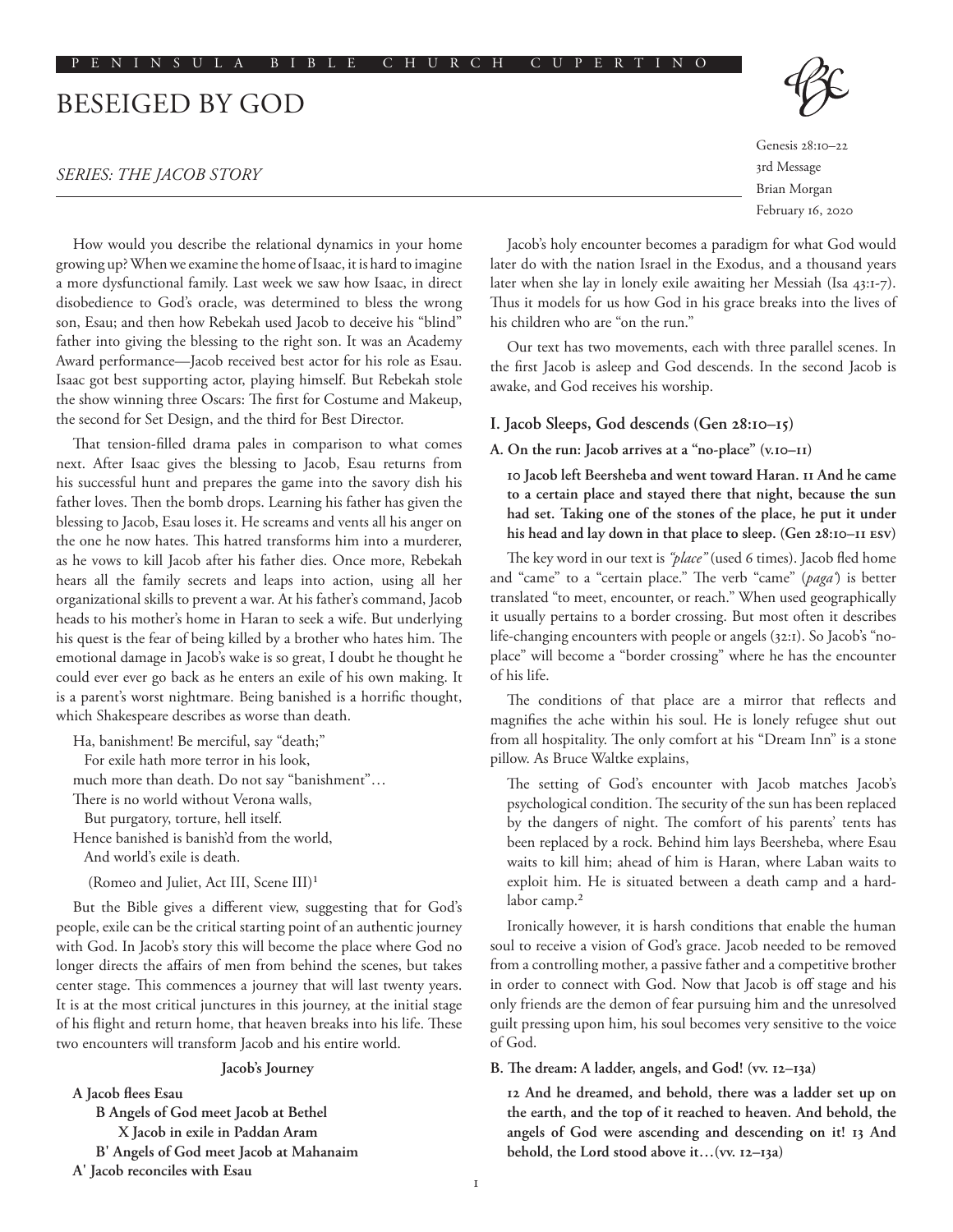PENINSULA BIBLE CHURCH CUPERTINO

# BESEIGED BY GOD

*SERIES: THE JACOB STORY*

Genesis 28:10–22
3rd Message
Brian Morgan
February 16, 2020

How would you describe the relational dynamics in your home growing up? When we examine the home of Isaac, it is hard to imagine a more dysfunctional family. Last week we saw how Isaac, in direct disobedience to God's oracle, was determined to bless the wrong son, Esau; and then how Rebekah used Jacob to deceive his "blind" father into giving the blessing to the right son. It was an Academy Award performance—Jacob received best actor for his role as Esau. Isaac got best supporting actor, playing himself. But Rebekah stole the show winning three Oscars: The first for Costume and Makeup, the second for Set Design, and the third for Best Director.

That tension-filled drama pales in comparison to what comes next. After Isaac gives the blessing to Jacob, Esau returns from his successful hunt and prepares the game into the savory dish his father loves. Then the bomb drops. Learning his father has given the blessing to Jacob, Esau loses it. He screams and vents all his anger on the one he now hates. This hatred transforms him into a murderer, as he vows to kill Jacob after his father dies. Once more, Rebekah hears all the family secrets and leaps into action, using all her organizational skills to prevent a war. At his father's command, Jacob heads to his mother's home in Haran to seek a wife. But underlying his quest is the fear of being killed by a brother who hates him. The emotional damage in Jacob's wake is so great, I doubt he thought he could ever ever go back as he enters an exile of his own making. It is a parent's worst nightmare. Being banished is a horrific thought, which Shakespeare describes as worse than death.

> Ha, banishment! Be merciful, say "death;"
> For exile hath more terror in his look,
> much more than death. Do not say "banishment"…
> There is no world without Verona walls,
> But purgatory, torture, hell itself.
> Hence banished is banish'd from the world,
> And world's exile is death.
>
> (Romeo and Juliet, Act III, Scene III)[1]

But the Bible gives a different view, suggesting that for God's people, exile can be the critical starting point of an authentic journey with God. In Jacob's story this will become the place where God no longer directs the affairs of men from behind the scenes, but takes center stage. This commences a journey that will last twenty years. It is at the most critical junctures in this journey, at the initial stage of his flight and return home, that heaven breaks into his life. These two encounters will transform Jacob and his entire world.

**Jacob's Journey**

**A Jacob flees Esau**
  **B Angels of God meet Jacob at Bethel**
    **X Jacob in exile in Paddan Aram**
  **B' Angels of God meet Jacob at Mahanaim**
**A' Jacob reconciles with Esau**

Jacob's holy encounter becomes a paradigm for what God would later do with the nation Israel in the Exodus, and a thousand years later when she lay in lonely exile awaiting her Messiah (Isa 43:1-7). Thus it models for us how God in his grace breaks into the lives of his children who are "on the run."

Our text has two movements, each with three parallel scenes. In the first Jacob is asleep and God descends. In the second Jacob is awake, and God receives his worship.

## I. Jacob Sleeps, God descends (Gen 28:10–15)

### A. On the run: Jacob arrives at a "no-place" (v.10–11)

> **10 Jacob left Beersheba and went toward Haran. 11 And he came to a certain place and stayed there that night, because the sun had set. Taking one of the stones of the place, he put it under his head and lay down in that place to sleep. (Gen 28:10–11 ESV)**

The key word in our text is *"place"* (used 6 times). Jacob fled home and "came" to a "certain place." The verb "came" (*paga'*) is better translated "to meet, encounter, or reach." When used geographically it usually pertains to a border crossing. But most often it describes life-changing encounters with people or angels (32:1). So Jacob's "no-place" will become a "border crossing" where he has the encounter of his life.

The conditions of that place are a mirror that reflects and magnifies the ache within his soul. He is lonely refugee shut out from all hospitality. The only comfort at his "Dream Inn" is a stone pillow. As Bruce Waltke explains,

> The setting of God's encounter with Jacob matches Jacob's psychological condition. The security of the sun has been replaced by the dangers of night. The comfort of his parents' tents has been replaced by a rock. Behind him lays Beersheba, where Esau waits to kill him; ahead of him is Haran, where Laban waits to exploit him. He is situated between a death camp and a hard-labor camp.[2]

Ironically however, it is harsh conditions that enable the human soul to receive a vision of God's grace. Jacob needed to be removed from a controlling mother, a passive father and a competitive brother in order to connect with God. Now that Jacob is off stage and his only friends are the demon of fear pursuing him and the unresolved guilt pressing upon him, his soul becomes very sensitive to the voice of God.

### B. The dream: A ladder, angels, and God! (vv. 12–13a)

> **12 And he dreamed, and behold, there was a ladder set up on the earth, and the top of it reached to heaven. And behold, the angels of God were ascending and descending on it! 13 And behold, the Lord stood above it…(vv. 12–13a)**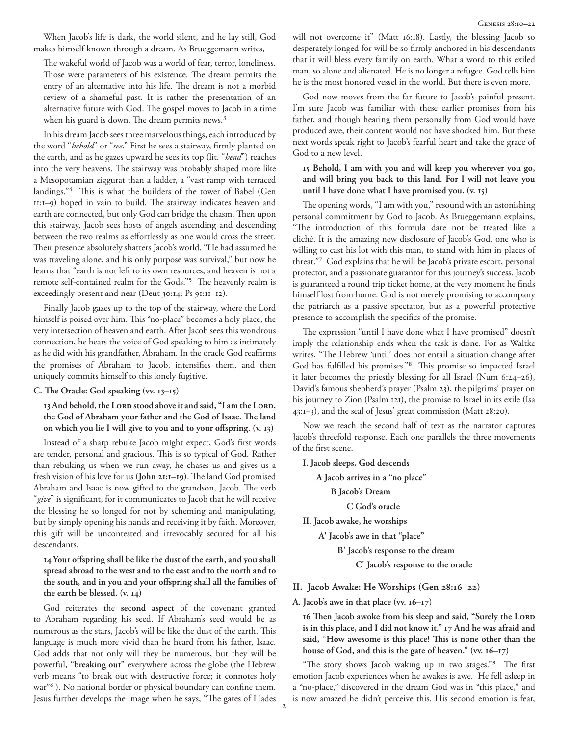When Jacob's life is dark, the world silent, and he lay still, God makes himself known through a dream. As Brueggemann writes,

> The wakeful world of Jacob was a world of fear, terror, loneliness. Those were parameters of his existence. The dream permits the entry of an alternative into his life. The dream is not a morbid review of a shameful past. It is rather the presentation of an alternative future with God. The gospel moves to Jacob in a time when his guard is down. The dream permits news.[3]

In his dream Jacob sees three marvelous things, each introduced by the word "*behold*" or "*see*." First he sees a stairway, firmly planted on the earth, and as he gazes upward he sees its top (lit. "*head*") reaches into the very heavens. The stairway was probably shaped more like a Mesopotamian ziggurat than a ladder, a "vast ramp with terraced landings."[4] This is what the builders of the tower of Babel (Gen 11:1–9) hoped in vain to build. The stairway indicates heaven and earth are connected, but only God can bridge the chasm. Then upon this stairway, Jacob sees hosts of angels ascending and descending between the two realms as effortlessly as one would cross the street. Their presence absolutely shatters Jacob's world. "He had assumed he was traveling alone, and his only purpose was survival," but now he learns that "earth is not left to its own resources, and heaven is not a remote self-contained realm for the Gods."[5] The heavenly realm is exceedingly present and near (Deut 30:14; Ps 91:11–12).

Finally Jacob gazes up to the top of the stairway, where the Lord himself is poised over him. This "no-place" becomes a holy place, the very intersection of heaven and earth. After Jacob sees this wondrous connection, he hears the voice of God speaking to him as intimately as he did with his grandfather, Abraham. In the oracle God reaffirms the promises of Abraham to Jacob, intensifies them, and then uniquely commits himself to this lonely fugitive.

**C. The Oracle: God speaking (vv. 13–15)**

> **13 And behold, the Lord stood above it and said, "I am the Lord, the God of Abraham your father and the God of Isaac. The land on which you lie I will give to you and to your offspring. (v. 13)**

Instead of a sharp rebuke Jacob might expect, God's first words are tender, personal and gracious. This is so typical of God. Rather than rebuking us when we run away, he chases us and gives us a fresh vision of his love for us (**John 21:1–19**). The land God promised Abraham and Isaac is now gifted to the grandson, Jacob. The verb "*give*" is significant, for it communicates to Jacob that he will receive the blessing he so longed for not by scheming and manipulating, but by simply opening his hands and receiving it by faith. Moreover, this gift will be uncontested and irrevocably secured for all his descendants.

> **14 Your offspring shall be like the dust of the earth, and you shall spread abroad to the west and to the east and to the north and to the south, and in you and your offspring shall all the families of the earth be blessed. (v. 14)**

God reiterates the **second aspect** of the covenant granted to Abraham regarding his seed. If Abraham's seed would be as numerous as the stars, Jacob's will be like the dust of the earth. This language is much more vivid than he heard from his father, Isaac. God adds that not only will they be numerous, but they will be powerful, "**breaking out**" everywhere across the globe (the Hebrew verb means "to break out with destructive force; it connotes holy war"[6] ). No national border or physical boundary can confine them. Jesus further develops the image when he says, "The gates of Hades will not overcome it" (Matt 16:18). Lastly, the blessing Jacob so desperately longed for will be so firmly anchored in his descendants that it will bless every family on earth. What a word to this exiled man, so alone and alienated. He is no longer a refugee. God tells him he is the most honored vessel in the world. But there is even more.

God now moves from the far future to Jacob's painful present. I'm sure Jacob was familiar with these earlier promises from his father, and though hearing them personally from God would have produced awe, their content would not have shocked him. But these next words speak right to Jacob's fearful heart and take the grace of God to a new level.

> **15 Behold, I am with you and will keep you wherever you go, and will bring you back to this land. For I will not leave you until I have done what I have promised you. (v. 15)**

The opening words, "I am with you," resound with an astonishing personal commitment by God to Jacob. As Brueggemann explains, "The introduction of this formula dare not be treated like a cliché. It is the amazing new disclosure of Jacob's God, one who is willing to cast his lot with this man, to stand with him in places of threat."[7] God explains that he will be Jacob's private escort, personal protector, and a passionate guarantor for this journey's success. Jacob is guaranteed a round trip ticket home, at the very moment he finds himself lost from home. God is not merely promising to accompany the patriarch as a passive spectator, but as a powerful protective presence to accomplish the specifics of the promise.

The expression "until I have done what I have promised" doesn't imply the relationship ends when the task is done. For as Waltke writes, "The Hebrew 'until' does not entail a situation change after God has fulfilled his promises."[8] This promise so impacted Israel it later becomes the priestly blessing for all Israel (Num 6:24–26), David's famous shepherd's prayer (Psalm 23), the pilgrims' prayer on his journey to Zion (Psalm 121), the promise to Israel in its exile (Isa 43:1–3), and the seal of Jesus' great commission (Matt 28:20).

Now we reach the second half of text as the narrator captures Jacob's threefold response. Each one parallels the three movements of the first scene.

- **I. Jacob sleeps, God descends**
  - **A Jacob arrives in a "no place"**
    - **B Jacob's Dream**
      - **C God's oracle**
- **II. Jacob awake, he worships**
  - **A' Jacob's awe in that "place"**
    - **B' Jacob's response to the dream**
      - **C' Jacob's response to the oracle**

## II. Jacob Awake: He Worships (Gen 28:16–22)

**A. Jacob's awe in that place (vv. 16–17)**

> **16 Then Jacob awoke from his sleep and said, "Surely the Lord is in this place, and I did not know it." 17 And he was afraid and said, "How awesome is this place! This is none other than the house of God, and this is the gate of heaven." (vv. 16–17)**

"The story shows Jacob waking up in two stages."[9] The first emotion Jacob experiences when he awakes is awe. He fell asleep in a "no-place," discovered in the dream God was in "this place," and is now amazed he didn't perceive this. His second emotion is fear,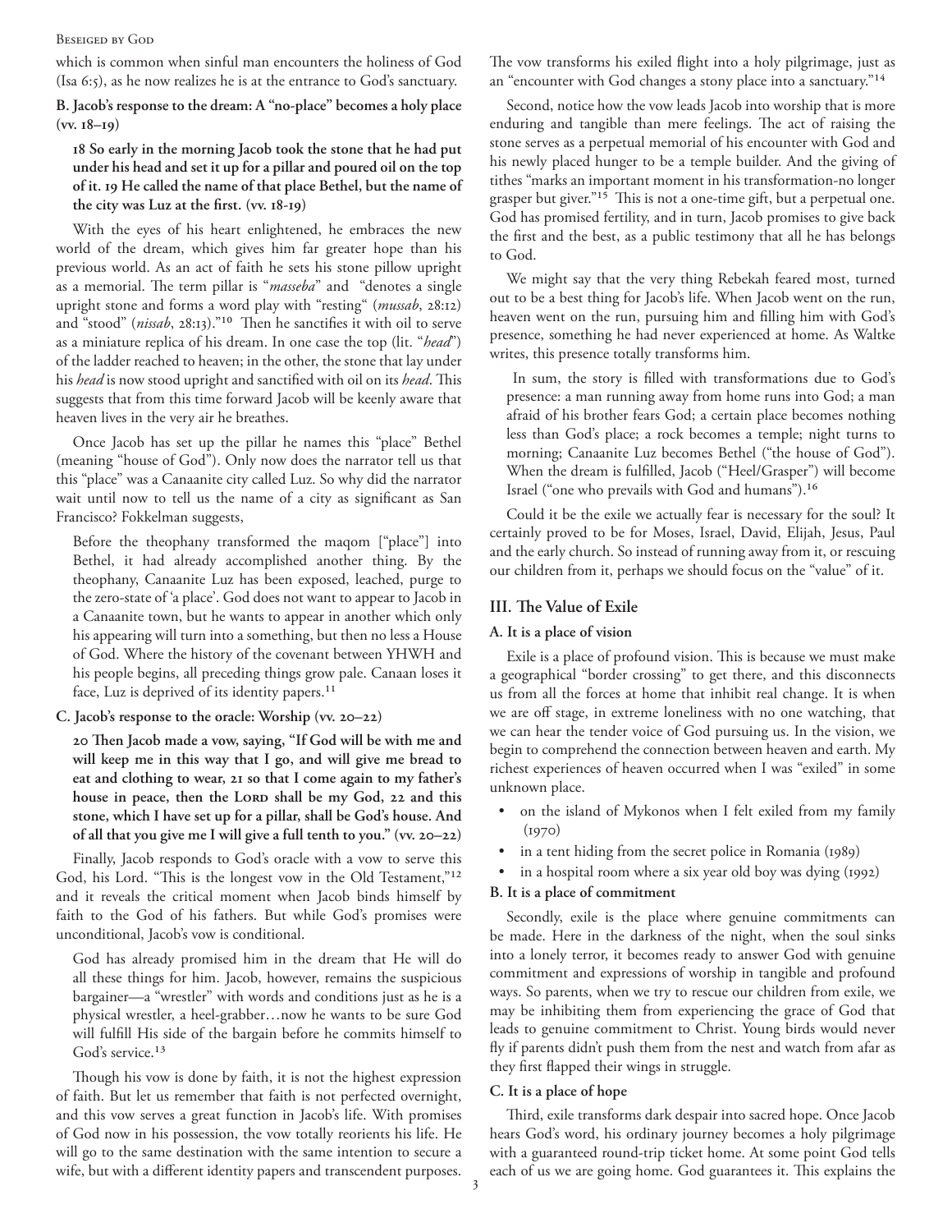which is common when sinful man encounters the holiness of God (Isa 6:5), as he now realizes he is at the entrance to God's sanctuary.

### B. Jacob's response to the dream: A "no-place" becomes a holy place (vv. 18–19)

> **18 So early in the morning Jacob took the stone that he had put under his head and set it up for a pillar and poured oil on the top of it. 19 He called the name of that place Bethel, but the name of the city was Luz at the first. (vv. 18-19)**

With the eyes of his heart enlightened, he embraces the new world of the dream, which gives him far greater hope than his previous world. As an act of faith he sets his stone pillow upright as a memorial. The term pillar is "*masseba*" and "denotes a single upright stone and forms a word play with "resting" (*mussab*, 28:12) and "stood" (*nissab*, 28:13)."[10] Then he sanctifies it with oil to serve as a miniature replica of his dream. In one case the top (lit. "*head*") of the ladder reached to heaven; in the other, the stone that lay under his *head* is now stood upright and sanctified with oil on its *head*. This suggests that from this time forward Jacob will be keenly aware that heaven lives in the very air he breathes.

Once Jacob has set up the pillar he names this "place" Bethel (meaning "house of God"). Only now does the narrator tell us that this "place" was a Canaanite city called Luz. So why did the narrator wait until now to tell us the name of a city as significant as San Francisco? Fokkelman suggests,

> Before the theophany transformed the maqom ["place"] into Bethel, it had already accomplished another thing. By the theophany, Canaanite Luz has been exposed, leached, purge to the zero-state of 'a place'. God does not want to appear to Jacob in a Canaanite town, but he wants to appear in another which only his appearing will turn into a something, but then no less a House of God. Where the history of the covenant between YHWH and his people begins, all preceding things grow pale. Canaan loses it face, Luz is deprived of its identity papers.[11]

### C. Jacob's response to the oracle: Worship (vv. 20–22)

> **20 Then Jacob made a vow, saying, "If God will be with me and will keep me in this way that I go, and will give me bread to eat and clothing to wear, 21 so that I come again to my father's house in peace, then the LORD shall be my God, 22 and this stone, which I have set up for a pillar, shall be God's house. And of all that you give me I will give a full tenth to you." (vv. 20–22)**

Finally, Jacob responds to God's oracle with a vow to serve this God, his Lord. "This is the longest vow in the Old Testament,"[12] and it reveals the critical moment when Jacob binds himself by faith to the God of his fathers. But while God's promises were unconditional, Jacob's vow is conditional.

> God has already promised him in the dream that He will do all these things for him. Jacob, however, remains the suspicious bargainer—a "wrestler" with words and conditions just as he is a physical wrestler, a heel-grabber…now he wants to be sure God will fulfill His side of the bargain before he commits himself to God's service.[13]

Though his vow is done by faith, it is not the highest expression of faith. But let us remember that faith is not perfected overnight, and this vow serves a great function in Jacob's life. With promises of God now in his possession, the vow totally reorients his life. He will go to the same destination with the same intention to secure a wife, but with a different identity papers and transcendent purposes. The vow transforms his exiled flight into a holy pilgrimage, just as an "encounter with God changes a stony place into a sanctuary."[14]

Second, notice how the vow leads Jacob into worship that is more enduring and tangible than mere feelings. The act of raising the stone serves as a perpetual memorial of his encounter with God and his newly placed hunger to be a temple builder. And the giving of tithes "marks an important moment in his transformation-no longer grasper but giver."[15] This is not a one-time gift, but a perpetual one. God has promised fertility, and in turn, Jacob promises to give back the first and the best, as a public testimony that all he has belongs to God.

We might say that the very thing Rebekah feared most, turned out to be a best thing for Jacob's life. When Jacob went on the run, heaven went on the run, pursuing him and filling him with God's presence, something he had never experienced at home. As Waltke writes, this presence totally transforms him.

> In sum, the story is filled with transformations due to God's presence: a man running away from home runs into God; a man afraid of his brother fears God; a certain place becomes nothing less than God's place; a rock becomes a temple; night turns to morning; Canaanite Luz becomes Bethel ("the house of God"). When the dream is fulfilled, Jacob ("Heel/Grasper") will become Israel ("one who prevails with God and humans").[16]

Could it be the exile we actually fear is necessary for the soul? It certainly proved to be for Moses, Israel, David, Elijah, Jesus, Paul and the early church. So instead of running away from it, or rescuing our children from it, perhaps we should focus on the "value" of it.

## III. The Value of Exile

### A. It is a place of vision

Exile is a place of profound vision. This is because we must make a geographical "border crossing" to get there, and this disconnects us from all the forces at home that inhibit real change. It is when we are off stage, in extreme loneliness with no one watching, that we can hear the tender voice of God pursuing us. In the vision, we begin to comprehend the connection between heaven and earth. My richest experiences of heaven occurred when I was "exiled" in some unknown place.

- on the island of Mykonos when I felt exiled from my family (1970)
- in a tent hiding from the secret police in Romania (1989)
- in a hospital room where a six year old boy was dying (1992)

### B. It is a place of commitment

Secondly, exile is the place where genuine commitments can be made. Here in the darkness of the night, when the soul sinks into a lonely terror, it becomes ready to answer God with genuine commitment and expressions of worship in tangible and profound ways. So parents, when we try to rescue our children from exile, we may be inhibiting them from experiencing the grace of God that leads to genuine commitment to Christ. Young birds would never fly if parents didn't push them from the nest and watch from afar as they first flapped their wings in struggle.

### C. It is a place of hope

Third, exile transforms dark despair into sacred hope. Once Jacob hears God's word, his ordinary journey becomes a holy pilgrimage with a guaranteed round-trip ticket home. At some point God tells each of us we are going home. God guarantees it. This explains the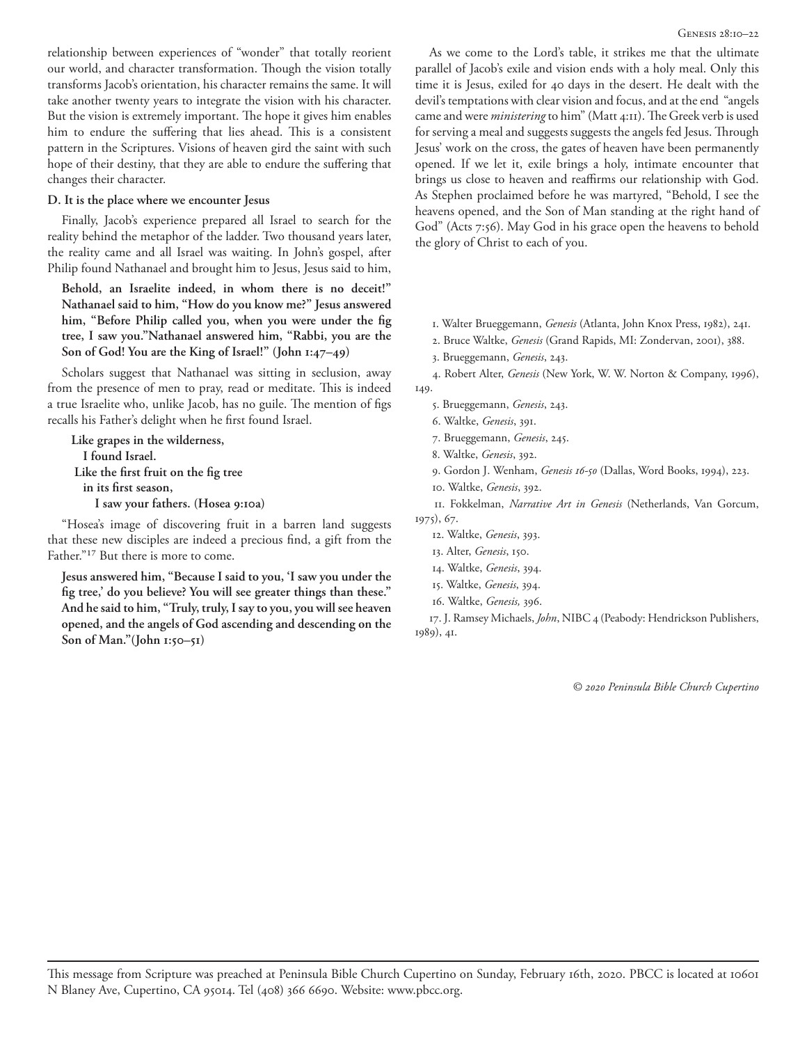relationship between experiences of "wonder" that totally reorient our world, and character transformation. Though the vision totally transforms Jacob's orientation, his character remains the same. It will take another twenty years to integrate the vision with his character. But the vision is extremely important. The hope it gives him enables him to endure the suffering that lies ahead. This is a consistent pattern in the Scriptures. Visions of heaven gird the saint with such hope of their destiny, that they are able to endure the suffering that changes their character.

**D. It is the place where we encounter Jesus**

Finally, Jacob's experience prepared all Israel to search for the reality behind the metaphor of the ladder. Two thousand years later, the reality came and all Israel was waiting. In John's gospel, after Philip found Nathanael and brought him to Jesus, Jesus said to him,

> **Behold, an Israelite indeed, in whom there is no deceit!" Nathanael said to him, "How do you know me?" Jesus answered him, "Before Philip called you, when you were under the fig tree, I saw you."Nathanael answered him, "Rabbi, you are the Son of God! You are the King of Israel!" (John 1:47–49)**

Scholars suggest that Nathanael was sitting in seclusion, away from the presence of men to pray, read or meditate. This is indeed a true Israelite who, unlike Jacob, has no guile. The mention of figs recalls his Father's delight when he first found Israel.

> **Like grapes in the wilderness,**
> **I found Israel.**
> **Like the first fruit on the fig tree**
> **in its first season,**
> **I saw your fathers. (Hosea 9:10a)**

"Hosea's image of discovering fruit in a barren land suggests that these new disciples are indeed a precious find, a gift from the Father."[17] But there is more to come.

> **Jesus answered him, "Because I said to you, 'I saw you under the fig tree,' do you believe? You will see greater things than these." And he said to him, "Truly, truly, I say to you, you will see heaven opened, and the angels of God ascending and descending on the Son of Man."(John 1:50–51)**

As we come to the Lord's table, it strikes me that the ultimate parallel of Jacob's exile and vision ends with a holy meal. Only this time it is Jesus, exiled for 40 days in the desert. He dealt with the devil's temptations with clear vision and focus, and at the end "angels came and were *ministering* to him" (Matt 4:11). The Greek verb is used for serving a meal and suggests suggests the angels fed Jesus. Through Jesus' work on the cross, the gates of heaven have been permanently opened. If we let it, exile brings a holy, intimate encounter that brings us close to heaven and reaffirms our relationship with God. As Stephen proclaimed before he was martyred, "Behold, I see the heavens opened, and the Son of Man standing at the right hand of God" (Acts 7:56). May God in his grace open the heavens to behold the glory of Christ to each of you.

1. Walter Brueggemann, *Genesis* (Atlanta, John Knox Press, 1982), 241.
2. Bruce Waltke, *Genesis* (Grand Rapids, MI: Zondervan, 2001), 388.
3. Brueggemann, *Genesis*, 243.
4. Robert Alter, *Genesis* (New York, W. W. Norton & Company, 1996), 149.
5. Brueggemann, *Genesis*, 243.
6. Waltke, *Genesis*, 391.
7. Brueggemann, *Genesis*, 245.
8. Waltke, *Genesis*, 392.
9. Gordon J. Wenham, *Genesis 16-50* (Dallas, Word Books, 1994), 223.
10. Waltke, *Genesis*, 392.
11. Fokkelman, *Narrative Art in Genesis* (Netherlands, Van Gorcum, 1975), 67.
12. Waltke, *Genesis*, 393.
13. Alter, *Genesis*, 150.
14. Waltke, *Genesis*, 394.
15. Waltke, *Genesis*, 394.
16. Waltke, *Genesis,* 396.
17. J. Ramsey Michaels, *John*, NIBC 4 (Peabody: Hendrickson Publishers, 1989), 41.

*© 2020 Peninsula Bible Church Cupertino*

This message from Scripture was preached at Peninsula Bible Church Cupertino on Sunday, February 16th, 2020. PBCC is located at 10601 N Blaney Ave, Cupertino, CA 95014. Tel (408) 366 6690. Website: www.pbcc.org.